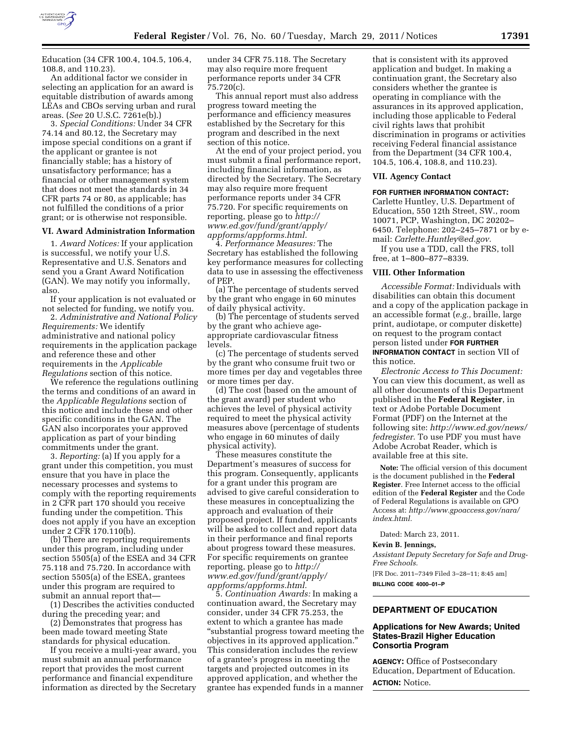Education (34 CFR 100.4, 104.5, 106.4, 108.8, and 110.23).

An additional factor we consider in selecting an application for an award is equitable distribution of awards among LEAs and CBOs serving urban and rural areas. (*See* 20 U.S.C. 7261e(b).)

3. *Special Conditions:* Under 34 CFR 74.14 and 80.12, the Secretary may impose special conditions on a grant if the applicant or grantee is not financially stable; has a history of unsatisfactory performance; has a financial or other management system that does not meet the standards in 34 CFR parts 74 or 80, as applicable; has not fulfilled the conditions of a prior grant; or is otherwise not responsible.

### VI. Award Administration Information

1. *Award Notices:* If your application is successful, we notify your U.S. Representative and U.S. Senators and send you a Grant Award Notification (GAN). We may notify you informally, also.

If your application is not evaluated or not selected for funding, we notify you.

2. *Administrative and National Policy Requirements:* We identify administrative and national policy requirements in the application package and reference these and other requirements in the *Applicable Regulations* section of this notice.

We reference the regulations outlining the terms and conditions of an award in the *Applicable Regulations* section of this notice and include these and other specific conditions in the GAN. The GAN also incorporates your approved application as part of your binding commitments under the grant.

3. *Reporting:* (a) If you apply for a grant under this competition, you must ensure that you have in place the necessary processes and systems to comply with the reporting requirements in 2 CFR part 170 should you receive funding under the competition. This does not apply if you have an exception under 2 CFR 170.110(b).

(b) There are reporting requirements under this program, including under section 5505(a) of the ESEA and 34 CFR 75.118 and 75.720. In accordance with section 5505(a) of the ESEA, grantees under this program are required to submit an annual report that—

(1) Describes the activities conducted during the preceding year; and

(2) Demonstrates that progress has been made toward meeting State standards for physical education.

If you receive a multi-year award, you must submit an annual performance report that provides the most current performance and financial expenditure information as directed by the Secretary under 34 CFR 75.118. The Secretary may also require more frequent performance reports under 34 CFR 75.720(c).

This annual report must also address progress toward meeting the performance and efficiency measures established by the Secretary for this program and described in the next section of this notice.

At the end of your project period, you must submit a final performance report, including financial information, as directed by the Secretary. The Secretary may also require more frequent performance reports under 34 CFR 75.720. For specific requirements on reporting, please go to *http://www.ed.gov/fund/grant/apply/appforms/appforms.html.*

4. *Performance Measures:* The Secretary has established the following key performance measures for collecting data to use in assessing the effectiveness of PEP.

(a) The percentage of students served by the grant who engage in 60 minutes of daily physical activity.

(b) The percentage of students served by the grant who achieve age-appropriate cardiovascular fitness levels.

(c) The percentage of students served by the grant who consume fruit two or more times per day and vegetables three or more times per day.

(d) The cost (based on the amount of the grant award) per student who achieves the level of physical activity required to meet the physical activity measures above (percentage of students who engage in 60 minutes of daily physical activity).

These measures constitute the Department's measures of success for this program. Consequently, applicants for a grant under this program are advised to give careful consideration to these measures in conceptualizing the approach and evaluation of their proposed project. If funded, applicants will be asked to collect and report data in their performance and final reports about progress toward these measures. For specific requirements on grantee reporting, please go to *http://www.ed.gov/fund/grant/apply/appforms/appforms.html.*

5. *Continuation Awards:* In making a continuation award, the Secretary may consider, under 34 CFR 75.253, the extent to which a grantee has made "substantial progress toward meeting the objectives in its approved application." This consideration includes the review of a grantee's progress in meeting the targets and projected outcomes in its approved application, and whether the grantee has expended funds in a manner that is consistent with its approved application and budget. In making a continuation grant, the Secretary also considers whether the grantee is operating in compliance with the assurances in its approved application, including those applicable to Federal civil rights laws that prohibit discrimination in programs or activities receiving Federal financial assistance from the Department (34 CFR 100.4, 104.5, 106.4, 108.8, and 110.23).

### VII. Agency Contact

**FOR FURTHER INFORMATION CONTACT:** Carlette Huntley, U.S. Department of Education, 550 12th Street, SW., room 10071, PCP, Washington, DC 20202–6450. Telephone: 202–245–7871 or by e-mail: *Carlette.Huntley@ed.gov.*

If you use a TDD, call the FRS, toll free, at 1–800–877–8339.

### VIII. Other Information

*Accessible Format:* Individuals with disabilities can obtain this document and a copy of the application package in an accessible format (*e.g.,* braille, large print, audiotape, or computer diskette) on request to the program contact person listed under **FOR FURTHER INFORMATION CONTACT** in section VII of this notice.

*Electronic Access to This Document:* You can view this document, as well as all other documents of this Department published in the **Federal Register**, in text or Adobe Portable Document Format (PDF) on the Internet at the following site: *http://www.ed.gov/news/fedregister.* To use PDF you must have Adobe Acrobat Reader, which is available free at this site.

**Note:** The official version of this document is the document published in the **Federal Register**. Free Internet access to the official edition of the **Federal Register** and the Code of Federal Regulations is available on GPO Access at: *http://www.gpoaccess.gov/nara/index.html.*

Dated: March 23, 2011.

**Kevin B. Jennings,**

*Assistant Deputy Secretary for Safe and Drug-Free Schools.*

[FR Doc. 2011–7349 Filed 3–28–11; 8:45 am]

**BILLING CODE 4000–01–P**

---

## DEPARTMENT OF EDUCATION

### Applications for New Awards; United States-Brazil Higher Education Consortia Program

**AGENCY:** Office of Postsecondary Education, Department of Education.

**ACTION:** Notice.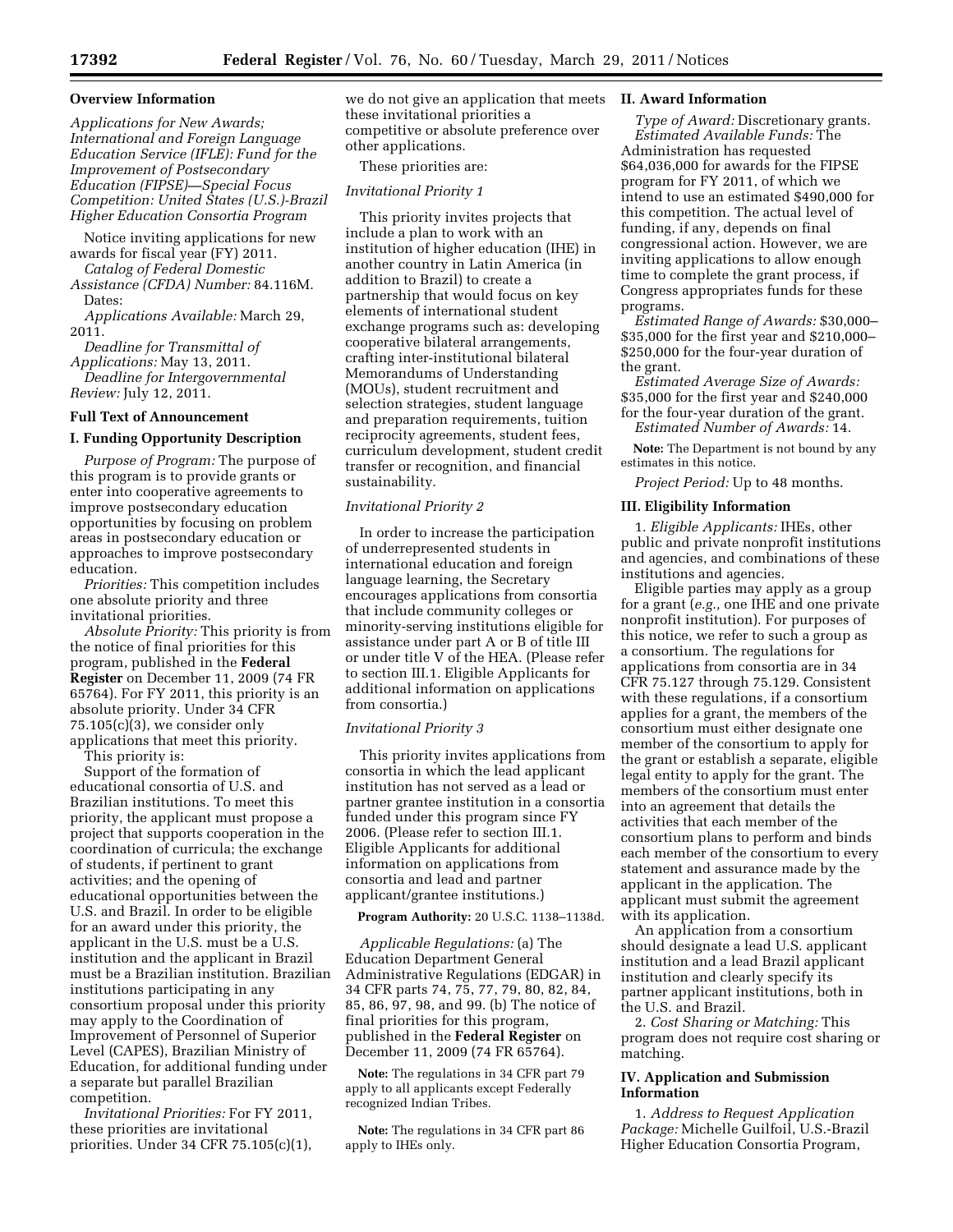## Overview Information

*Applications for New Awards; International and Foreign Language Education Service (IFLE): Fund for the Improvement of Postsecondary Education (FIPSE)—Special Focus Competition: United States (U.S.)-Brazil Higher Education Consortia Program*

Notice inviting applications for new awards for fiscal year (FY) 2011.

*Catalog of Federal Domestic Assistance (CFDA) Number:* 84.116M.

Dates:

*Applications Available:* March 29, 2011.

*Deadline for Transmittal of Applications:* May 13, 2011.

*Deadline for Intergovernmental Review:* July 12, 2011.

## Full Text of Announcement

### I. Funding Opportunity Description

*Purpose of Program:* The purpose of this program is to provide grants or enter into cooperative agreements to improve postsecondary education opportunities by focusing on problem areas in postsecondary education or approaches to improve postsecondary education.

*Priorities:* This competition includes one absolute priority and three invitational priorities.

*Absolute Priority:* This priority is from the notice of final priorities for this program, published in the **Federal Register** on December 11, 2009 (74 FR 65764). For FY 2011, this priority is an absolute priority. Under 34 CFR 75.105(c)(3), we consider only applications that meet this priority.

This priority is:

Support of the formation of educational consortia of U.S. and Brazilian institutions. To meet this priority, the applicant must propose a project that supports cooperation in the coordination of curricula; the exchange of students, if pertinent to grant activities; and the opening of educational opportunities between the U.S. and Brazil. In order to be eligible for an award under this priority, the applicant in the U.S. must be a U.S. institution and the applicant in Brazil must be a Brazilian institution. Brazilian institutions participating in any consortium proposal under this priority may apply to the Coordination of Improvement of Personnel of Superior Level (CAPES), Brazilian Ministry of Education, for additional funding under a separate but parallel Brazilian competition.

*Invitational Priorities:* For FY 2011, these priorities are invitational priorities. Under 34 CFR 75.105(c)(1), we do not give an application that meets these invitational priorities a competitive or absolute preference over other applications.

These priorities are:

*Invitational Priority 1*

This priority invites projects that include a plan to work with an institution of higher education (IHE) in another country in Latin America (in addition to Brazil) to create a partnership that would focus on key elements of international student exchange programs such as: developing cooperative bilateral arrangements, crafting inter-institutional bilateral Memorandums of Understanding (MOUs), student recruitment and selection strategies, student language and preparation requirements, tuition reciprocity agreements, student fees, curriculum development, student credit transfer or recognition, and financial sustainability.

*Invitational Priority 2*

In order to increase the participation of underrepresented students in international education and foreign language learning, the Secretary encourages applications from consortia that include community colleges or minority-serving institutions eligible for assistance under part A or B of title III or under title V of the HEA. (Please refer to section III.1. Eligible Applicants for additional information on applications from consortia.)

*Invitational Priority 3*

This priority invites applications from consortia in which the lead applicant institution has not served as a lead or partner grantee institution in a consortia funded under this program since FY 2006. (Please refer to section III.1. Eligible Applicants for additional information on applications from consortia and lead and partner applicant/grantee institutions.)

**Program Authority:** 20 U.S.C. 1138–1138d.

*Applicable Regulations:* (a) The Education Department General Administrative Regulations (EDGAR) in 34 CFR parts 74, 75, 77, 79, 80, 82, 84, 85, 86, 97, 98, and 99. (b) The notice of final priorities for this program, published in the **Federal Register** on December 11, 2009 (74 FR 65764).

**Note:** The regulations in 34 CFR part 79 apply to all applicants except Federally recognized Indian Tribes.

**Note:** The regulations in 34 CFR part 86 apply to IHEs only.

### II. Award Information

*Type of Award:* Discretionary grants.

*Estimated Available Funds:* The Administration has requested $64,036,000 for awards for the FIPSE program for FY 2011, of which we intend to use an estimated $490,000 for this competition. The actual level of funding, if any, depends on final congressional action. However, we are inviting applications to allow enough time to complete the grant process, if Congress appropriates funds for these programs.

*Estimated Range of Awards:* $30,000–$35,000 for the first year and $210,000–$250,000 for the four-year duration of the grant.

*Estimated Average Size of Awards:* $35,000 for the first year and $240,000 for the four-year duration of the grant.

*Estimated Number of Awards:* 14.

**Note:** The Department is not bound by any estimates in this notice.

*Project Period:* Up to 48 months.

### III. Eligibility Information

1. *Eligible Applicants:* IHEs, other public and private nonprofit institutions and agencies, and combinations of these institutions and agencies.

Eligible parties may apply as a group for a grant (*e.g.,* one IHE and one private nonprofit institution). For purposes of this notice, we refer to such a group as a consortium. The regulations for applications from consortia are in 34 CFR 75.127 through 75.129. Consistent with these regulations, if a consortium applies for a grant, the members of the consortium must either designate one member of the consortium to apply for the grant or establish a separate, eligible legal entity to apply for the grant. The members of the consortium must enter into an agreement that details the activities that each member of the consortium plans to perform and binds each member of the consortium to every statement and assurance made by the applicant in the application. The applicant must submit the agreement with its application.

An application from a consortium should designate a lead U.S. applicant institution and a lead Brazil applicant institution and clearly specify its partner applicant institutions, both in the U.S. and Brazil.

2. *Cost Sharing or Matching:* This program does not require cost sharing or matching.

### IV. Application and Submission Information

1. *Address to Request Application Package:* Michelle Guilfoil, U.S.-Brazil Higher Education Consortia Program,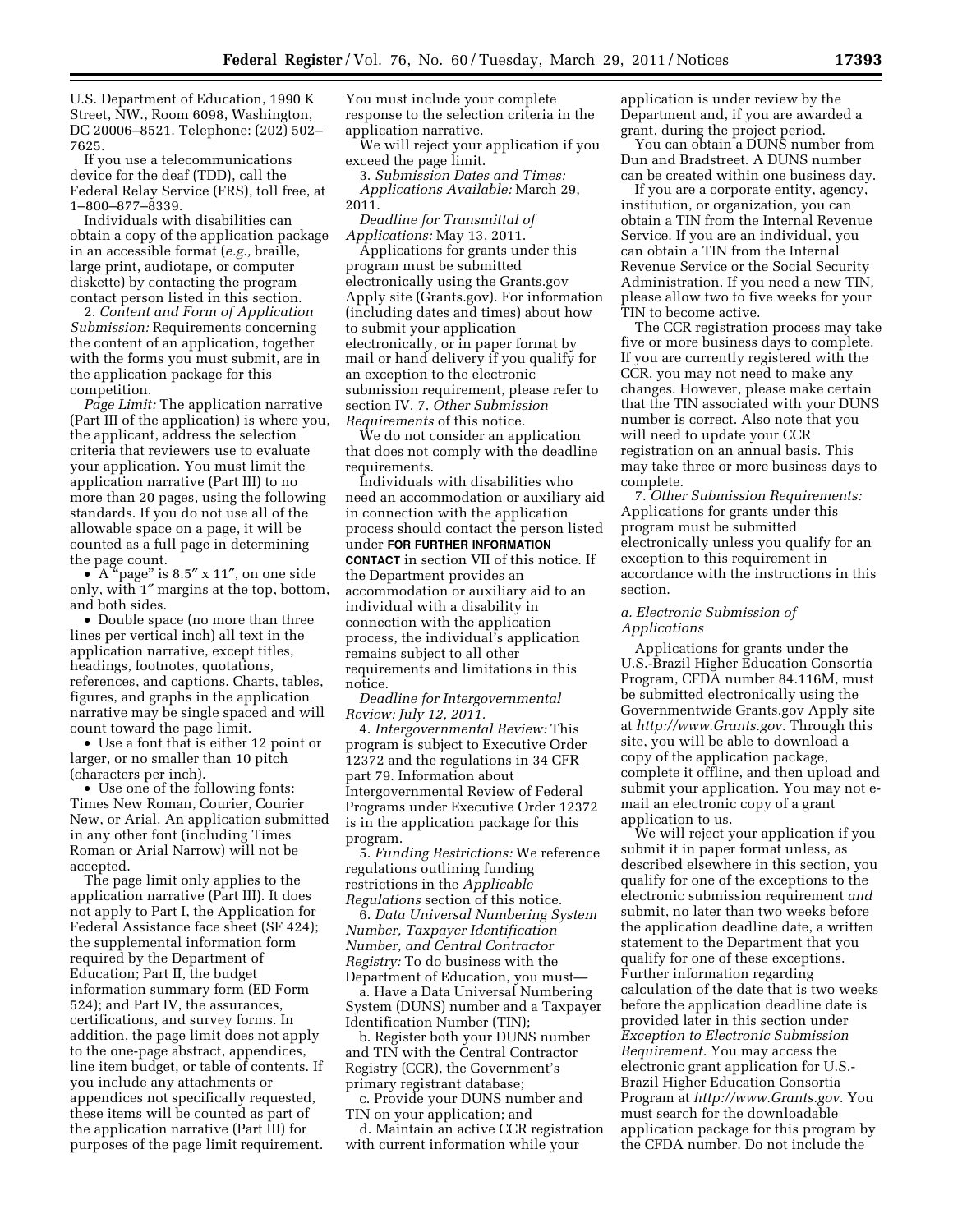U.S. Department of Education, 1990 K Street, NW., Room 6098, Washington, DC 20006–8521. Telephone: (202) 502–7625.

If you use a telecommunications device for the deaf (TDD), call the Federal Relay Service (FRS), toll free, at 1–800–877–8339.

Individuals with disabilities can obtain a copy of the application package in an accessible format (*e.g.,* braille, large print, audiotape, or computer diskette) by contacting the program contact person listed in this section.

2. *Content and Form of Application Submission:* Requirements concerning the content of an application, together with the forms you must submit, are in the application package for this competition.

*Page Limit:* The application narrative (Part III of the application) is where you, the applicant, address the selection criteria that reviewers use to evaluate your application. You must limit the application narrative (Part III) to no more than 20 pages, using the following standards. If you do not use all of the allowable space on a page, it will be counted as a full page in determining the page count.

• A "page" is 8.5″ x 11″, on one side only, with 1″ margins at the top, bottom, and both sides.

• Double space (no more than three lines per vertical inch) all text in the application narrative, except titles, headings, footnotes, quotations, references, and captions. Charts, tables, figures, and graphs in the application narrative may be single spaced and will count toward the page limit.

• Use a font that is either 12 point or larger, or no smaller than 10 pitch (characters per inch).

• Use one of the following fonts: Times New Roman, Courier, Courier New, or Arial. An application submitted in any other font (including Times Roman or Arial Narrow) will not be accepted.

The page limit only applies to the application narrative (Part III). It does not apply to Part I, the Application for Federal Assistance face sheet (SF 424); the supplemental information form required by the Department of Education; Part II, the budget information summary form (ED Form 524); and Part IV, the assurances, certifications, and survey forms. In addition, the page limit does not apply to the one-page abstract, appendices, line item budget, or table of contents. If you include any attachments or appendices not specifically requested, these items will be counted as part of the application narrative (Part III) for purposes of the page limit requirement. You must include your complete response to the selection criteria in the application narrative.

We will reject your application if you exceed the page limit.

3. *Submission Dates and Times:*
*Applications Available:* March 29, 2011.

*Deadline for Transmittal of Applications:* May 13, 2011.

Applications for grants under this program must be submitted electronically using the Grants.gov Apply site (Grants.gov). For information (including dates and times) about how to submit your application electronically, or in paper format by mail or hand delivery if you qualify for an exception to the electronic submission requirement, please refer to section IV. 7. *Other Submission Requirements* of this notice.

We do not consider an application that does not comply with the deadline requirements.

Individuals with disabilities who need an accommodation or auxiliary aid in connection with the application process should contact the person listed under **FOR FURTHER INFORMATION CONTACT** in section VII of this notice. If the Department provides an accommodation or auxiliary aid to an individual with a disability in connection with the application process, the individual's application remains subject to all other requirements and limitations in this notice.

*Deadline for Intergovernmental Review: July 12, 2011.*

4. *Intergovernmental Review:* This program is subject to Executive Order 12372 and the regulations in 34 CFR part 79. Information about Intergovernmental Review of Federal Programs under Executive Order 12372 is in the application package for this program.

5. *Funding Restrictions:* We reference regulations outlining funding restrictions in the *Applicable Regulations* section of this notice.

6. *Data Universal Numbering System Number, Taxpayer Identification Number, and Central Contractor Registry:* To do business with the Department of Education, you must—

a. Have a Data Universal Numbering System (DUNS) number and a Taxpayer Identification Number (TIN);

b. Register both your DUNS number and TIN with the Central Contractor Registry (CCR), the Government's primary registrant database;

c. Provide your DUNS number and TIN on your application; and

d. Maintain an active CCR registration with current information while your application is under review by the Department and, if you are awarded a grant, during the project period.

You can obtain a DUNS number from Dun and Bradstreet. A DUNS number can be created within one business day.

If you are a corporate entity, agency, institution, or organization, you can obtain a TIN from the Internal Revenue Service. If you are an individual, you can obtain a TIN from the Internal Revenue Service or the Social Security Administration. If you need a new TIN, please allow two to five weeks for your TIN to become active.

The CCR registration process may take five or more business days to complete. If you are currently registered with the CCR, you may not need to make any changes. However, please make certain that the TIN associated with your DUNS number is correct. Also note that you will need to update your CCR registration on an annual basis. This may take three or more business days to complete.

7. *Other Submission Requirements:* Applications for grants under this program must be submitted electronically unless you qualify for an exception to this requirement in accordance with the instructions in this section.

*a. Electronic Submission of Applications*

Applications for grants under the U.S.-Brazil Higher Education Consortia Program, CFDA number 84.116M, must be submitted electronically using the Governmentwide Grants.gov Apply site at *http://www.Grants.gov.* Through this site, you will be able to download a copy of the application package, complete it offline, and then upload and submit your application. You may not e-mail an electronic copy of a grant application to us.

We will reject your application if you submit it in paper format unless, as described elsewhere in this section, you qualify for one of the exceptions to the electronic submission requirement *and* submit, no later than two weeks before the application deadline date, a written statement to the Department that you qualify for one of these exceptions. Further information regarding calculation of the date that is two weeks before the application deadline date is provided later in this section under *Exception to Electronic Submission Requirement.* You may access the electronic grant application for U.S.-Brazil Higher Education Consortia Program at *http://www.Grants.gov.* You must search for the downloadable application package for this program by the CFDA number. Do not include the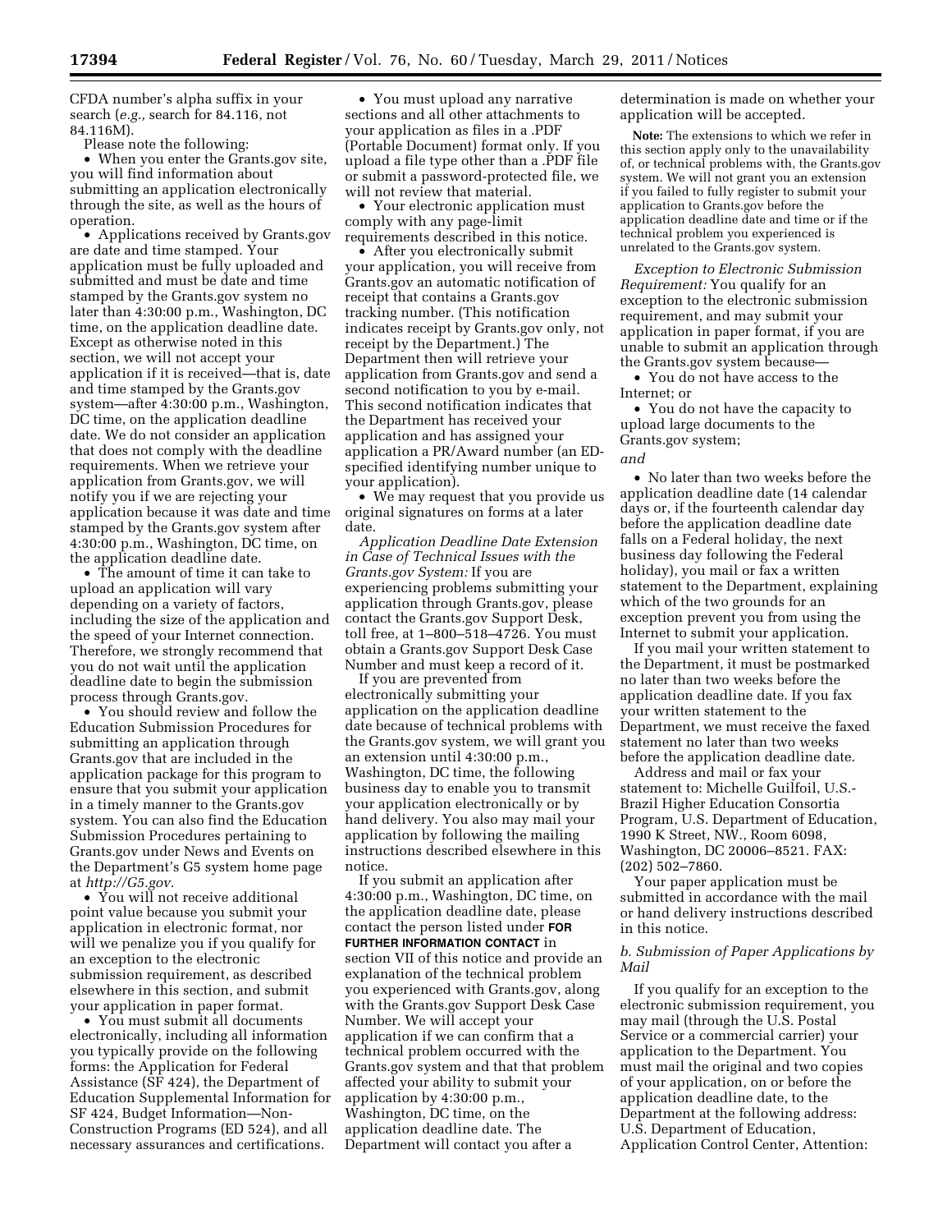CFDA number's alpha suffix in your search (*e.g.,* search for 84.116, not 84.116M).

Please note the following:

- When you enter the Grants.gov site, you will find information about submitting an application electronically through the site, as well as the hours of operation.
- Applications received by Grants.gov are date and time stamped. Your application must be fully uploaded and submitted and must be date and time stamped by the Grants.gov system no later than 4:30:00 p.m., Washington, DC time, on the application deadline date. Except as otherwise noted in this section, we will not accept your application if it is received—that is, date and time stamped by the Grants.gov system—after 4:30:00 p.m., Washington, DC time, on the application deadline date. We do not consider an application that does not comply with the deadline requirements. When we retrieve your application from Grants.gov, we will notify you if we are rejecting your application because it was date and time stamped by the Grants.gov system after 4:30:00 p.m., Washington, DC time, on the application deadline date.
- The amount of time it can take to upload an application will vary depending on a variety of factors, including the size of the application and the speed of your Internet connection. Therefore, we strongly recommend that you do not wait until the application deadline date to begin the submission process through Grants.gov.
- You should review and follow the Education Submission Procedures for submitting an application through Grants.gov that are included in the application package for this program to ensure that you submit your application in a timely manner to the Grants.gov system. You can also find the Education Submission Procedures pertaining to Grants.gov under News and Events on the Department's G5 system home page at *http://G5.gov*.
- You will not receive additional point value because you submit your application in electronic format, nor will we penalize you if you qualify for an exception to the electronic submission requirement, as described elsewhere in this section, and submit your application in paper format.
- You must submit all documents electronically, including all information you typically provide on the following forms: the Application for Federal Assistance (SF 424), the Department of Education Supplemental Information for SF 424, Budget Information—Non-Construction Programs (ED 524), and all necessary assurances and certifications.
- You must upload any narrative sections and all other attachments to your application as files in a .PDF (Portable Document) format only. If you upload a file type other than a .PDF file or submit a password-protected file, we will not review that material.
- Your electronic application must comply with any page-limit requirements described in this notice.
- After you electronically submit your application, you will receive from Grants.gov an automatic notification of receipt that contains a Grants.gov tracking number. (This notification indicates receipt by Grants.gov only, not receipt by the Department.) The Department then will retrieve your application from Grants.gov and send a second notification to you by e-mail. This second notification indicates that the Department has received your application and has assigned your application a PR/Award number (an ED-specified identifying number unique to your application).
- We may request that you provide us original signatures on forms at a later date.

*Application Deadline Date Extension in Case of Technical Issues with the Grants.gov System:* If you are experiencing problems submitting your application through Grants.gov, please contact the Grants.gov Support Desk, toll free, at 1–800–518–4726. You must obtain a Grants.gov Support Desk Case Number and must keep a record of it.

If you are prevented from electronically submitting your application on the application deadline date because of technical problems with the Grants.gov system, we will grant you an extension until 4:30:00 p.m., Washington, DC time, the following business day to enable you to transmit your application electronically or by hand delivery. You also may mail your application by following the mailing instructions described elsewhere in this notice.

If you submit an application after 4:30:00 p.m., Washington, DC time, on the application deadline date, please contact the person listed under **FOR FURTHER INFORMATION CONTACT** in section VII of this notice and provide an explanation of the technical problem you experienced with Grants.gov, along with the Grants.gov Support Desk Case Number. We will accept your application if we can confirm that a technical problem occurred with the Grants.gov system and that that problem affected your ability to submit your application by 4:30:00 p.m., Washington, DC time, on the application deadline date. The Department will contact you after a determination is made on whether your application will be accepted.

**Note:** The extensions to which we refer in this section apply only to the unavailability of, or technical problems with, the Grants.gov system. We will not grant you an extension if you failed to fully register to submit your application to Grants.gov before the application deadline date and time or if the technical problem you experienced is unrelated to the Grants.gov system.

*Exception to Electronic Submission Requirement:* You qualify for an exception to the electronic submission requirement, and may submit your application in paper format, if you are unable to submit an application through the Grants.gov system because—

- You do not have access to the Internet; or
- You do not have the capacity to upload large documents to the Grants.gov system;

*and*

- No later than two weeks before the application deadline date (14 calendar days or, if the fourteenth calendar day before the application deadline date falls on a Federal holiday, the next business day following the Federal holiday), you mail or fax a written statement to the Department, explaining which of the two grounds for an exception prevent you from using the Internet to submit your application.

If you mail your written statement to the Department, it must be postmarked no later than two weeks before the application deadline date. If you fax your written statement to the Department, we must receive the faxed statement no later than two weeks before the application deadline date.

Address and mail or fax your statement to: Michelle Guilfoil, U.S.-Brazil Higher Education Consortia Program, U.S. Department of Education, 1990 K Street, NW., Room 6098, Washington, DC 20006–8521. FAX: (202) 502–7860.

Your paper application must be submitted in accordance with the mail or hand delivery instructions described in this notice.

*b. Submission of Paper Applications by Mail*

If you qualify for an exception to the electronic submission requirement, you may mail (through the U.S. Postal Service or a commercial carrier) your application to the Department. You must mail the original and two copies of your application, on or before the application deadline date, to the Department at the following address: U.S. Department of Education, Application Control Center, Attention: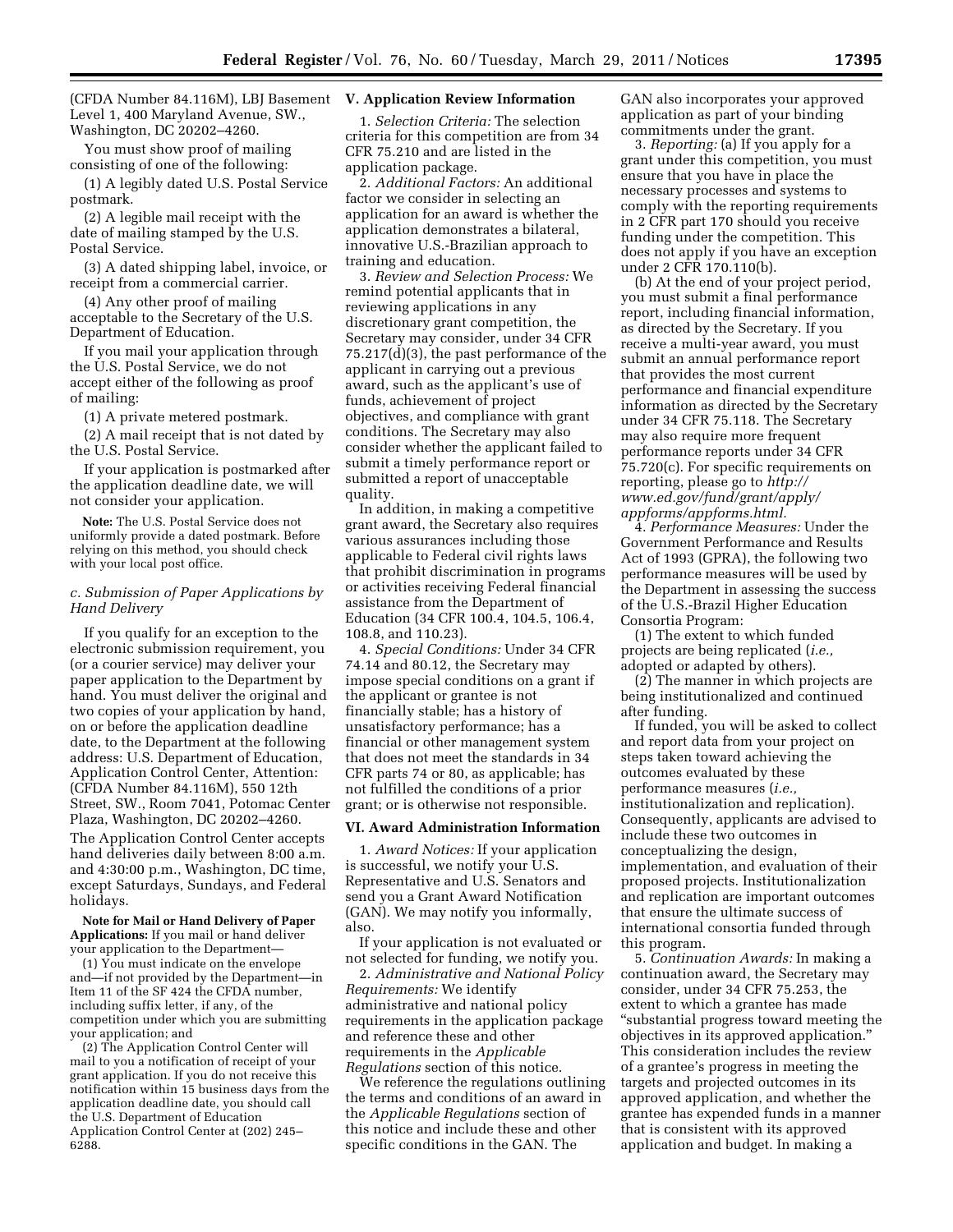(CFDA Number 84.116M), LBJ Basement Level 1, 400 Maryland Avenue, SW., Washington, DC 20202–4260.

You must show proof of mailing consisting of one of the following:

(1) A legibly dated U.S. Postal Service postmark.

(2) A legible mail receipt with the date of mailing stamped by the U.S. Postal Service.

(3) A dated shipping label, invoice, or receipt from a commercial carrier.

(4) Any other proof of mailing acceptable to the Secretary of the U.S. Department of Education.

If you mail your application through the U.S. Postal Service, we do not accept either of the following as proof of mailing:

(1) A private metered postmark.

(2) A mail receipt that is not dated by the U.S. Postal Service.

If your application is postmarked after the application deadline date, we will not consider your application.

**Note:** The U.S. Postal Service does not uniformly provide a dated postmark. Before relying on this method, you should check with your local post office.

*c. Submission of Paper Applications by Hand Delivery*

If you qualify for an exception to the electronic submission requirement, you (or a courier service) may deliver your paper application to the Department by hand. You must deliver the original and two copies of your application by hand, on or before the application deadline date, to the Department at the following address: U.S. Department of Education, Application Control Center, Attention: (CFDA Number 84.116M), 550 12th Street, SW., Room 7041, Potomac Center Plaza, Washington, DC 20202–4260.

The Application Control Center accepts hand deliveries daily between 8:00 a.m. and 4:30:00 p.m., Washington, DC time, except Saturdays, Sundays, and Federal holidays.

**Note for Mail or Hand Delivery of Paper Applications:** If you mail or hand deliver your application to the Department—

(1) You must indicate on the envelope and—if not provided by the Department—in Item 11 of the SF 424 the CFDA number, including suffix letter, if any, of the competition under which you are submitting your application; and

(2) The Application Control Center will mail to you a notification of receipt of your grant application. If you do not receive this notification within 15 business days from the application deadline date, you should call the U.S. Department of Education Application Control Center at (202) 245–6288.

## V. Application Review Information

1. *Selection Criteria:* The selection criteria for this competition are from 34 CFR 75.210 and are listed in the application package.

2. *Additional Factors:* An additional factor we consider in selecting an application for an award is whether the application demonstrates a bilateral, innovative U.S.-Brazilian approach to training and education.

3. *Review and Selection Process:* We remind potential applicants that in reviewing applications in any discretionary grant competition, the Secretary may consider, under 34 CFR 75.217(d)(3), the past performance of the applicant in carrying out a previous award, such as the applicant's use of funds, achievement of project objectives, and compliance with grant conditions. The Secretary may also consider whether the applicant failed to submit a timely performance report or submitted a report of unacceptable quality.

In addition, in making a competitive grant award, the Secretary also requires various assurances including those applicable to Federal civil rights laws that prohibit discrimination in programs or activities receiving Federal financial assistance from the Department of Education (34 CFR 100.4, 104.5, 106.4, 108.8, and 110.23).

4. *Special Conditions:* Under 34 CFR 74.14 and 80.12, the Secretary may impose special conditions on a grant if the applicant or grantee is not financially stable; has a history of unsatisfactory performance; has a financial or other management system that does not meet the standards in 34 CFR parts 74 or 80, as applicable; has not fulfilled the conditions of a prior grant; or is otherwise not responsible.

## VI. Award Administration Information

1. *Award Notices:* If your application is successful, we notify your U.S. Representative and U.S. Senators and send you a Grant Award Notification (GAN). We may notify you informally, also.

If your application is not evaluated or not selected for funding, we notify you.

2. *Administrative and National Policy Requirements:* We identify administrative and national policy requirements in the application package and reference these and other requirements in the *Applicable Regulations* section of this notice.

We reference the regulations outlining the terms and conditions of an award in the *Applicable Regulations* section of this notice and include these and other specific conditions in the GAN. The GAN also incorporates your approved application as part of your binding commitments under the grant.

3. *Reporting:* (a) If you apply for a grant under this competition, you must ensure that you have in place the necessary processes and systems to comply with the reporting requirements in 2 CFR part 170 should you receive funding under the competition. This does not apply if you have an exception under 2 CFR 170.110(b).

(b) At the end of your project period, you must submit a final performance report, including financial information, as directed by the Secretary. If you receive a multi-year award, you must submit an annual performance report that provides the most current performance and financial expenditure information as directed by the Secretary under 34 CFR 75.118. The Secretary may also require more frequent performance reports under 34 CFR 75.720(c). For specific requirements on reporting, please go to *http://www.ed.gov/fund/grant/apply/appforms/appforms.html.*

4. *Performance Measures:* Under the Government Performance and Results Act of 1993 (GPRA), the following two performance measures will be used by the Department in assessing the success of the U.S.-Brazil Higher Education Consortia Program:

(1) The extent to which funded projects are being replicated (*i.e.,* adopted or adapted by others).

(2) The manner in which projects are being institutionalized and continued after funding.

If funded, you will be asked to collect and report data from your project on steps taken toward achieving the outcomes evaluated by these performance measures (*i.e.,* institutionalization and replication). Consequently, applicants are advised to include these two outcomes in conceptualizing the design, implementation, and evaluation of their proposed projects. Institutionalization and replication are important outcomes that ensure the ultimate success of international consortia funded through this program.

5. *Continuation Awards:* In making a continuation award, the Secretary may consider, under 34 CFR 75.253, the extent to which a grantee has made "substantial progress toward meeting the objectives in its approved application." This consideration includes the review of a grantee's progress in meeting the targets and projected outcomes in its approved application, and whether the grantee has expended funds in a manner that is consistent with its approved application and budget. In making a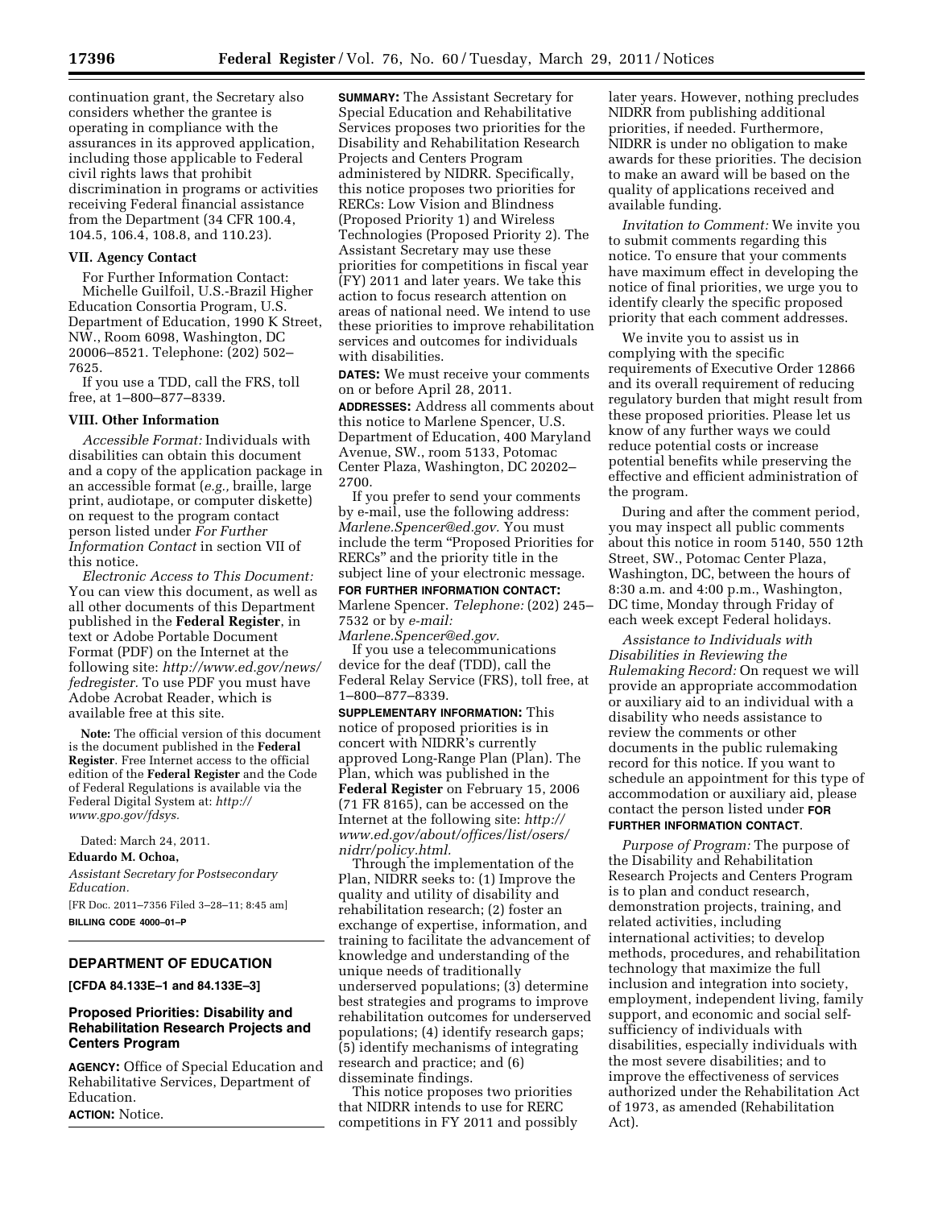continuation grant, the Secretary also considers whether the grantee is operating in compliance with the assurances in its approved application, including those applicable to Federal civil rights laws that prohibit discrimination in programs or activities receiving Federal financial assistance from the Department (34 CFR 100.4, 104.5, 106.4, 108.8, and 110.23).

### VII. Agency Contact

For Further Information Contact: Michelle Guilfoil, U.S.-Brazil Higher Education Consortia Program, U.S. Department of Education, 1990 K Street, NW., Room 6098, Washington, DC 20006–8521. Telephone: (202) 502–7625.

If you use a TDD, call the FRS, toll free, at 1–800–877–8339.

### VIII. Other Information

*Accessible Format:* Individuals with disabilities can obtain this document and a copy of the application package in an accessible format (*e.g.,* braille, large print, audiotape, or computer diskette) on request to the program contact person listed under *For Further Information Contact* in section VII of this notice.

*Electronic Access to This Document:* You can view this document, as well as all other documents of this Department published in the **Federal Register**, in text or Adobe Portable Document Format (PDF) on the Internet at the following site: *http://www.ed.gov/news/fedregister.* To use PDF you must have Adobe Acrobat Reader, which is available free at this site.

**Note:** The official version of this document is the document published in the **Federal Register**. Free Internet access to the official edition of the **Federal Register** and the Code of Federal Regulations is available via the Federal Digital System at: *http://www.gpo.gov/fdsys.*

Dated: March 24, 2011.

**Eduardo M. Ochoa,**

*Assistant Secretary for Postsecondary Education.*

[FR Doc. 2011–7356 Filed 3–28–11; 8:45 am]

**BILLING CODE 4000–01–P**

## DEPARTMENT OF EDUCATION

**[CFDA 84.133E–1 and 84.133E–3]**

## Proposed Priorities: Disability and Rehabilitation Research Projects and Centers Program

**AGENCY:** Office of Special Education and Rehabilitative Services, Department of Education.

**ACTION:** Notice.

**SUMMARY:** The Assistant Secretary for Special Education and Rehabilitative Services proposes two priorities for the Disability and Rehabilitation Research Projects and Centers Program administered by NIDRR. Specifically, this notice proposes two priorities for RERCs: Low Vision and Blindness (Proposed Priority 1) and Wireless Technologies (Proposed Priority 2). The Assistant Secretary may use these priorities for competitions in fiscal year (FY) 2011 and later years. We take this action to focus research attention on areas of national need. We intend to use these priorities to improve rehabilitation services and outcomes for individuals with disabilities.

**DATES:** We must receive your comments on or before April 28, 2011.

**ADDRESSES:** Address all comments about this notice to Marlene Spencer, U.S. Department of Education, 400 Maryland Avenue, SW., room 5133, Potomac Center Plaza, Washington, DC 20202–2700.

If you prefer to send your comments by e-mail, use the following address: *Marlene.Spencer@ed.gov.* You must include the term "Proposed Priorities for RERCs" and the priority title in the subject line of your electronic message.

**FOR FURTHER INFORMATION CONTACT:** Marlene Spencer. *Telephone:* (202) 245–7532 or by *e-mail: Marlene.Spencer@ed.gov.*

If you use a telecommunications device for the deaf (TDD), call the Federal Relay Service (FRS), toll free, at 1–800–877–8339.

**SUPPLEMENTARY INFORMATION:** This notice of proposed priorities is in concert with NIDRR's currently approved Long-Range Plan (Plan). The Plan, which was published in the **Federal Register** on February 15, 2006 (71 FR 8165), can be accessed on the Internet at the following site: *http://www.ed.gov/about/offices/list/osers/nidrr/policy.html.*

Through the implementation of the Plan, NIDRR seeks to: (1) Improve the quality and utility of disability and rehabilitation research; (2) foster an exchange of expertise, information, and training to facilitate the advancement of knowledge and understanding of the unique needs of traditionally underserved populations; (3) determine best strategies and programs to improve rehabilitation outcomes for underserved populations; (4) identify research gaps; (5) identify mechanisms of integrating research and practice; and (6) disseminate findings.

This notice proposes two priorities that NIDRR intends to use for RERC competitions in FY 2011 and possibly later years. However, nothing precludes NIDRR from publishing additional priorities, if needed. Furthermore, NIDRR is under no obligation to make awards for these priorities. The decision to make an award will be based on the quality of applications received and available funding.

*Invitation to Comment:* We invite you to submit comments regarding this notice. To ensure that your comments have maximum effect in developing the notice of final priorities, we urge you to identify clearly the specific proposed priority that each comment addresses.

We invite you to assist us in complying with the specific requirements of Executive Order 12866 and its overall requirement of reducing regulatory burden that might result from these proposed priorities. Please let us know of any further ways we could reduce potential costs or increase potential benefits while preserving the effective and efficient administration of the program.

During and after the comment period, you may inspect all public comments about this notice in room 5140, 550 12th Street, SW., Potomac Center Plaza, Washington, DC, between the hours of 8:30 a.m. and 4:00 p.m., Washington, DC time, Monday through Friday of each week except Federal holidays.

*Assistance to Individuals with Disabilities in Reviewing the Rulemaking Record:* On request we will provide an appropriate accommodation or auxiliary aid to an individual with a disability who needs assistance to review the comments or other documents in the public rulemaking record for this notice. If you want to schedule an appointment for this type of accommodation or auxiliary aid, please contact the person listed under **FOR FURTHER INFORMATION CONTACT**.

*Purpose of Program:* The purpose of the Disability and Rehabilitation Research Projects and Centers Program is to plan and conduct research, demonstration projects, training, and related activities, including international activities; to develop methods, procedures, and rehabilitation technology that maximize the full inclusion and integration into society, employment, independent living, family support, and economic and social self-sufficiency of individuals with disabilities, especially individuals with the most severe disabilities; and to improve the effectiveness of services authorized under the Rehabilitation Act of 1973, as amended (Rehabilitation Act).